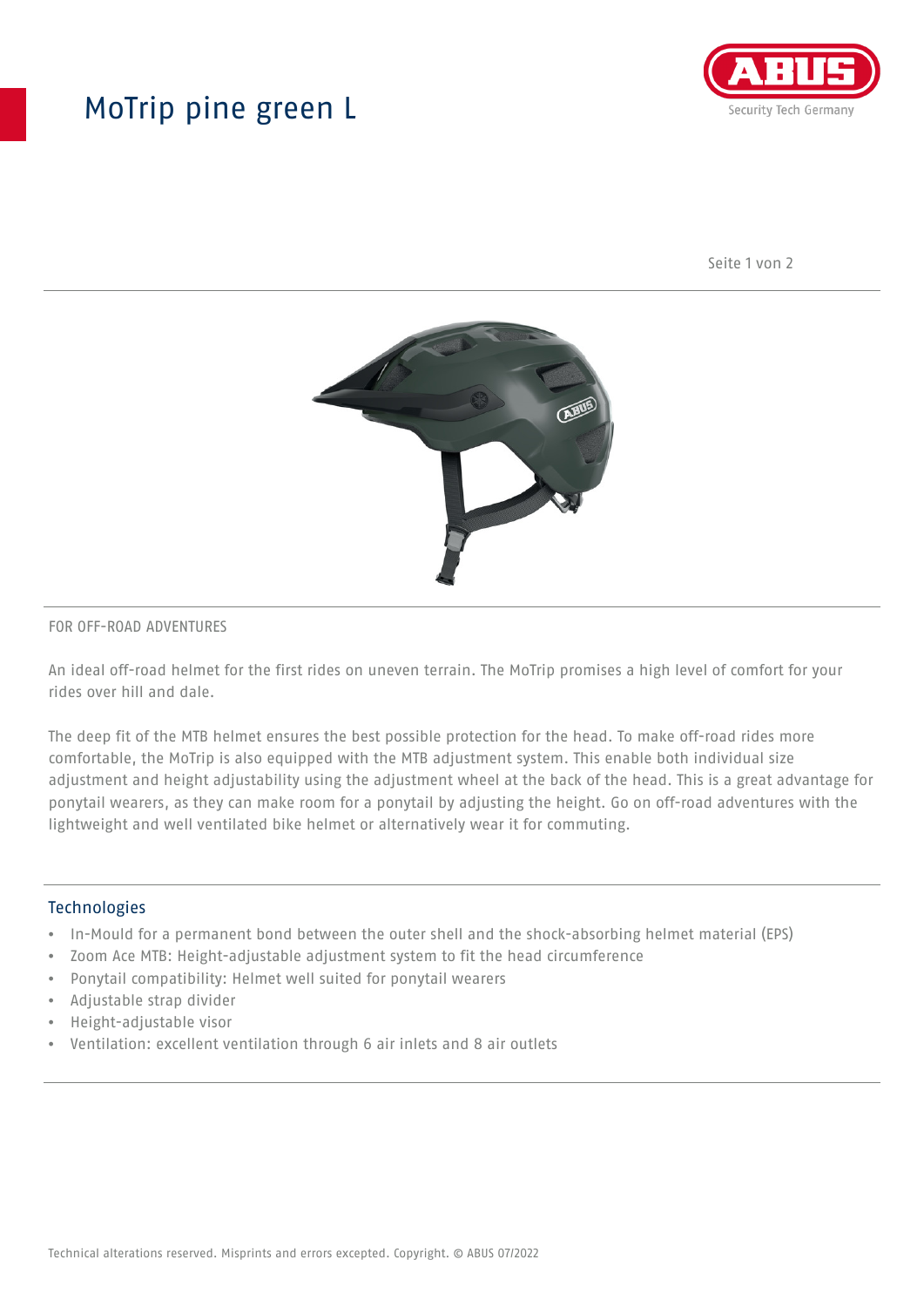# MoTrip pine green L

FOR OFF-ROAD ADVENTURES

An ideal off-road helmet for the first rides on uneven terrain. The MoTrip promises a high level of comfort for your rides over hill and dale.

The deep fit of the MTB helmet ensures the best possible protection for the head. To make off-road rides more comfortable, the MoTrip is also equipped with the MTB adjustment system. This enable both individual size adjustment and height adjustability using the adjustment wheel at the back of the head. This is a great advantage for ponytail wearers, as they can make room for a ponytail by adjusting the height. Go on off-road adventures with the lightweight and well ventilated bike helmet or alternatively wear it for commuting.

## Technologies

- In-Mould for a permanent bond between the outer shell and the shock-absorbing helmet material (EPS)
- Zoom Ace MTB: Height-adjustable adjustment system to fit the head circumference
- Ponytail compatibility: Helmet well suited for ponytail wearers
- Adjustable strap divider
- Height-adjustable visor
- Ventilation: excellent ventilation through 6 air inlets and 8 air outlets

Technical alterations reserved. Misprints and errors excepted. Copyright. © ABUS 07/2022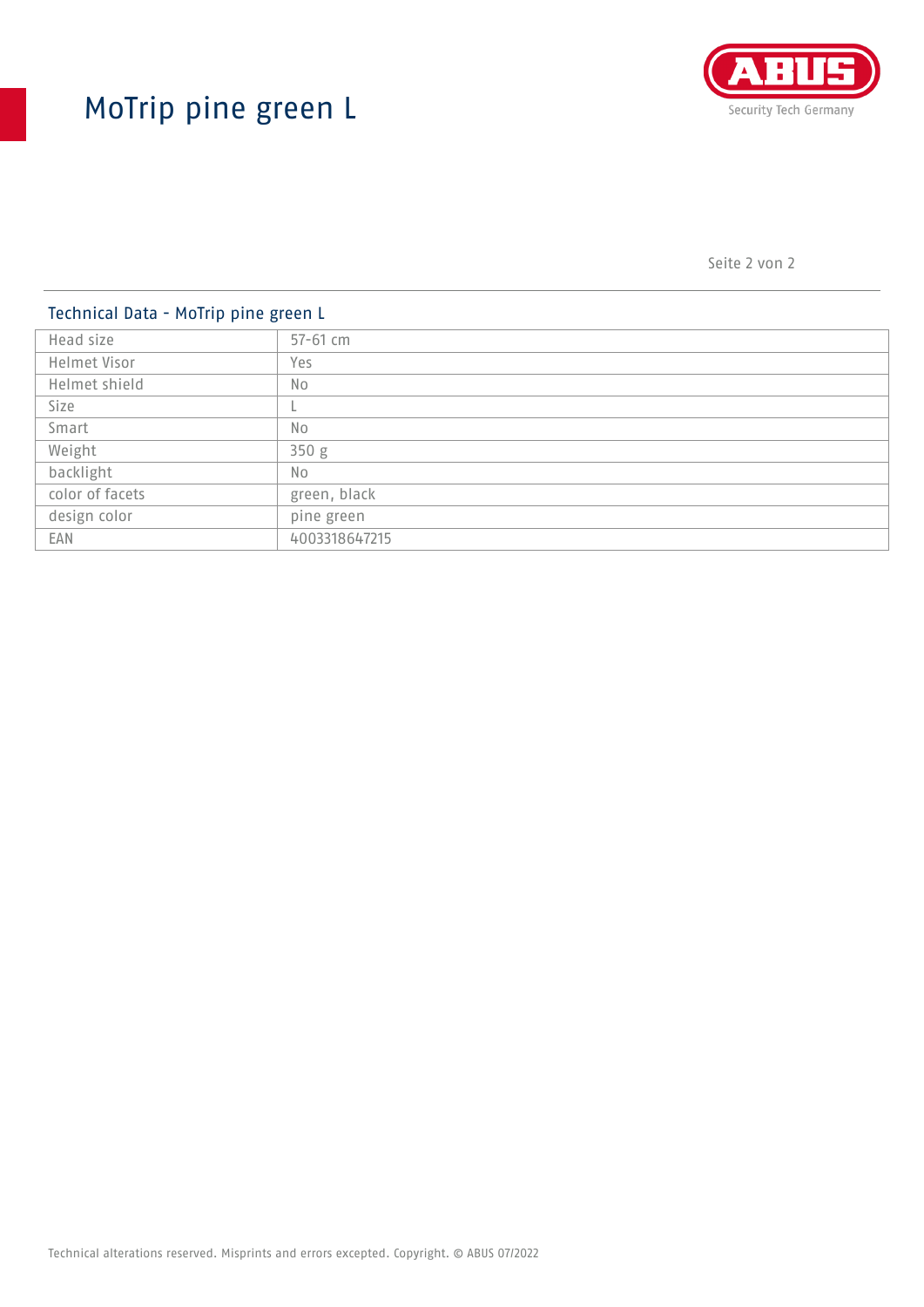# MoTrip pine green L

## Technical Data - MoTrip pine green L

| | |
|---|---|
| Head size | 57-61 cm |
| Helmet Visor | Yes |
| Helmet shield | No |
| Size | L |
| Smart | No |
| Weight | 350 g |
| backlight | No |
| color of facets | green, black |
| design color | pine green |
| EAN | 4003318647215 |

Technical alterations reserved. Misprints and errors excepted. Copyright. © ABUS 07/2022